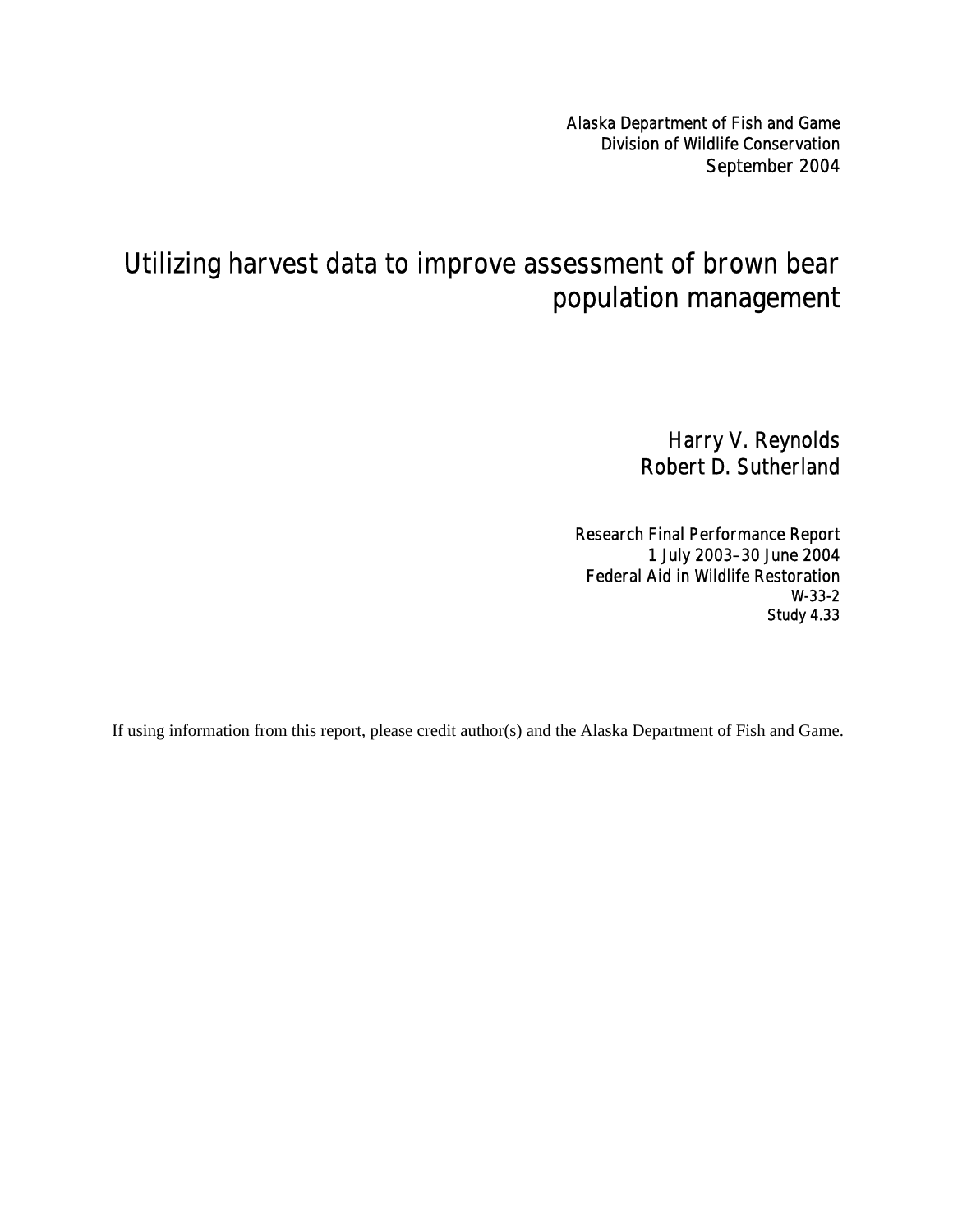Alaska Department of Fish and Game
Division of Wildlife Conservation
September 2004

# Utilizing harvest data to improve assessment of brown bear population management

Harry V. Reynolds
Robert D. Sutherland

Research Final Performance Report
1 July 2003–30 June 2004
Federal Aid in Wildlife Restoration
W-33-2
Study 4.33

If using information from this report, please credit author(s) and the Alaska Department of Fish and Game.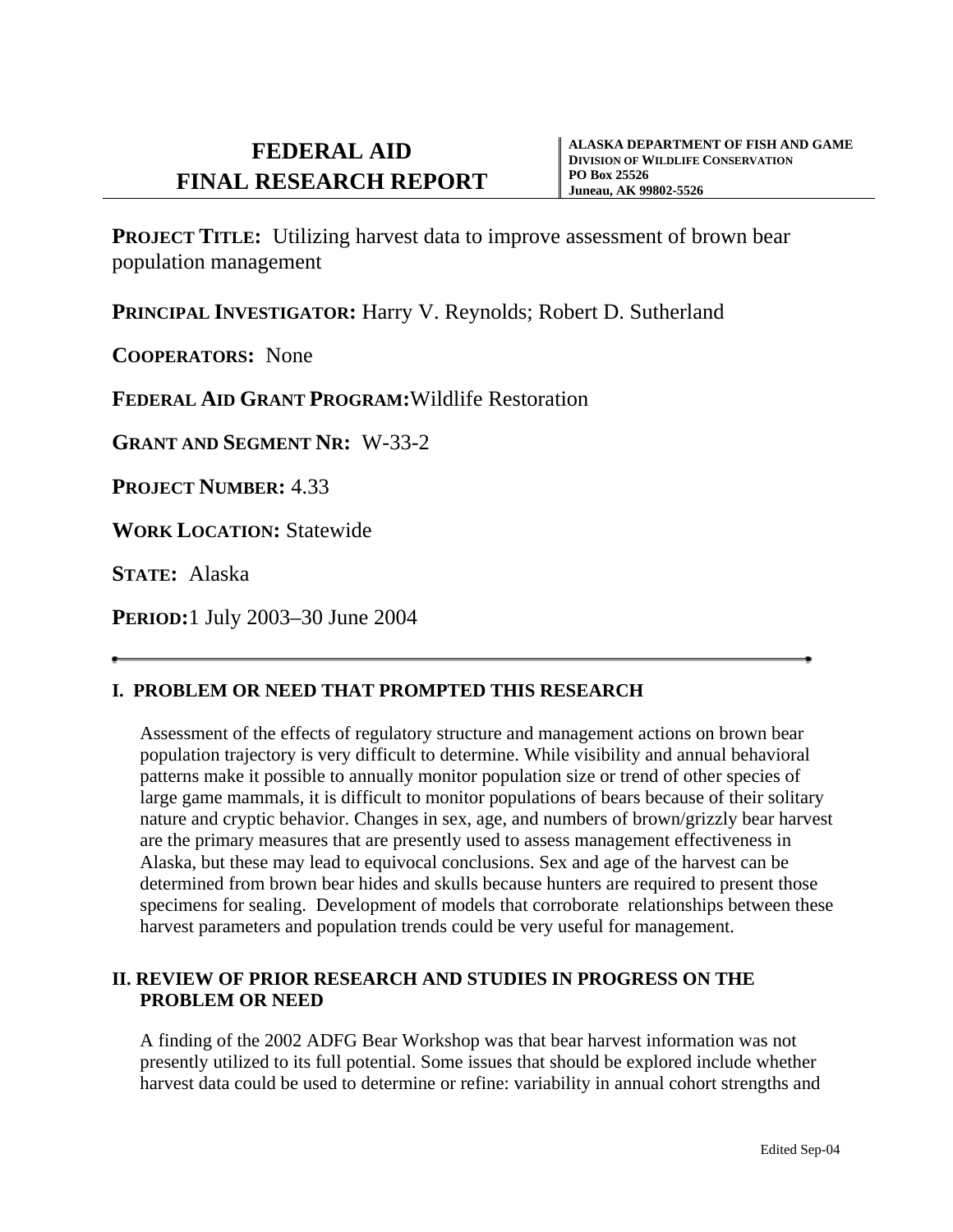# FEDERAL AID FINAL RESEARCH REPORT

**ALASKA DEPARTMENT OF FISH AND GAME**
**DIVISION OF WILDLIFE CONSERVATION**
**PO Box 25526**
**Juneau, AK 99802-5526**

**PROJECT TITLE:** Utilizing harvest data to improve assessment of brown bear population management

**PRINCIPAL INVESTIGATOR:** Harry V. Reynolds; Robert D. Sutherland

**COOPERATORS:** None

**FEDERAL AID GRANT PROGRAM:** Wildlife Restoration

**GRANT AND SEGMENT NR:** W-33-2

**PROJECT NUMBER:** 4.33

**WORK LOCATION:** Statewide

**STATE:** Alaska

**PERIOD:** 1 July 2003–30 June 2004

---

## I. PROBLEM OR NEED THAT PROMPTED THIS RESEARCH

Assessment of the effects of regulatory structure and management actions on brown bear population trajectory is very difficult to determine. While visibility and annual behavioral patterns make it possible to annually monitor population size or trend of other species of large game mammals, it is difficult to monitor populations of bears because of their solitary nature and cryptic behavior. Changes in sex, age, and numbers of brown/grizzly bear harvest are the primary measures that are presently used to assess management effectiveness in Alaska, but these may lead to equivocal conclusions. Sex and age of the harvest can be determined from brown bear hides and skulls because hunters are required to present those specimens for sealing. Development of models that corroborate relationships between these harvest parameters and population trends could be very useful for management.

## II. REVIEW OF PRIOR RESEARCH AND STUDIES IN PROGRESS ON THE PROBLEM OR NEED

A finding of the 2002 ADFG Bear Workshop was that bear harvest information was not presently utilized to its full potential. Some issues that should be explored include whether harvest data could be used to determine or refine: variability in annual cohort strengths and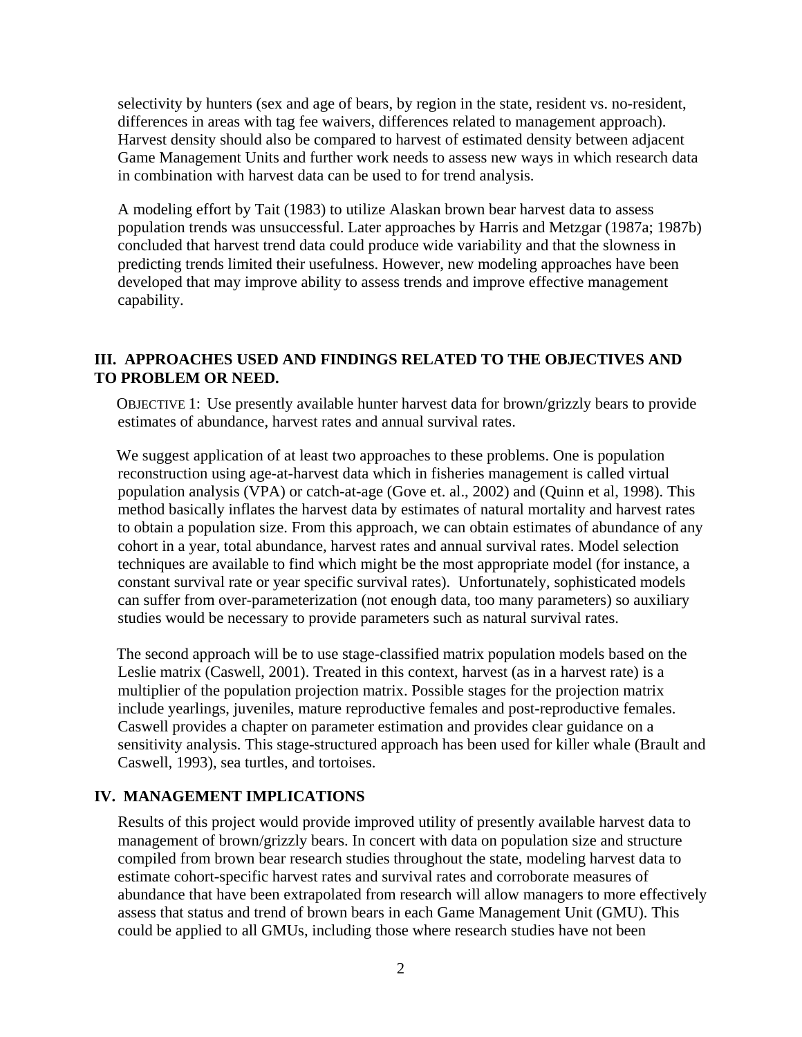selectivity by hunters (sex and age of bears, by region in the state, resident vs. no-resident, differences in areas with tag fee waivers, differences related to management approach). Harvest density should also be compared to harvest of estimated density between adjacent Game Management Units and further work needs to assess new ways in which research data in combination with harvest data can be used to for trend analysis.

A modeling effort by Tait (1983) to utilize Alaskan brown bear harvest data to assess population trends was unsuccessful. Later approaches by Harris and Metzgar (1987a; 1987b) concluded that harvest trend data could produce wide variability and that the slowness in predicting trends limited their usefulness. However, new modeling approaches have been developed that may improve ability to assess trends and improve effective management capability.

## III. APPROACHES USED AND FINDINGS RELATED TO THE OBJECTIVES AND TO PROBLEM OR NEED.

OBJECTIVE 1: Use presently available hunter harvest data for brown/grizzly bears to provide estimates of abundance, harvest rates and annual survival rates.

We suggest application of at least two approaches to these problems. One is population reconstruction using age-at-harvest data which in fisheries management is called virtual population analysis (VPA) or catch-at-age (Gove et. al., 2002) and (Quinn et al, 1998). This method basically inflates the harvest data by estimates of natural mortality and harvest rates to obtain a population size. From this approach, we can obtain estimates of abundance of any cohort in a year, total abundance, harvest rates and annual survival rates. Model selection techniques are available to find which might be the most appropriate model (for instance, a constant survival rate or year specific survival rates). Unfortunately, sophisticated models can suffer from over-parameterization (not enough data, too many parameters) so auxiliary studies would be necessary to provide parameters such as natural survival rates.

The second approach will be to use stage-classified matrix population models based on the Leslie matrix (Caswell, 2001). Treated in this context, harvest (as in a harvest rate) is a multiplier of the population projection matrix. Possible stages for the projection matrix include yearlings, juveniles, mature reproductive females and post-reproductive females. Caswell provides a chapter on parameter estimation and provides clear guidance on a sensitivity analysis. This stage-structured approach has been used for killer whale (Brault and Caswell, 1993), sea turtles, and tortoises.

## IV. MANAGEMENT IMPLICATIONS

Results of this project would provide improved utility of presently available harvest data to management of brown/grizzly bears. In concert with data on population size and structure compiled from brown bear research studies throughout the state, modeling harvest data to estimate cohort-specific harvest rates and survival rates and corroborate measures of abundance that have been extrapolated from research will allow managers to more effectively assess that status and trend of brown bears in each Game Management Unit (GMU). This could be applied to all GMUs, including those where research studies have not been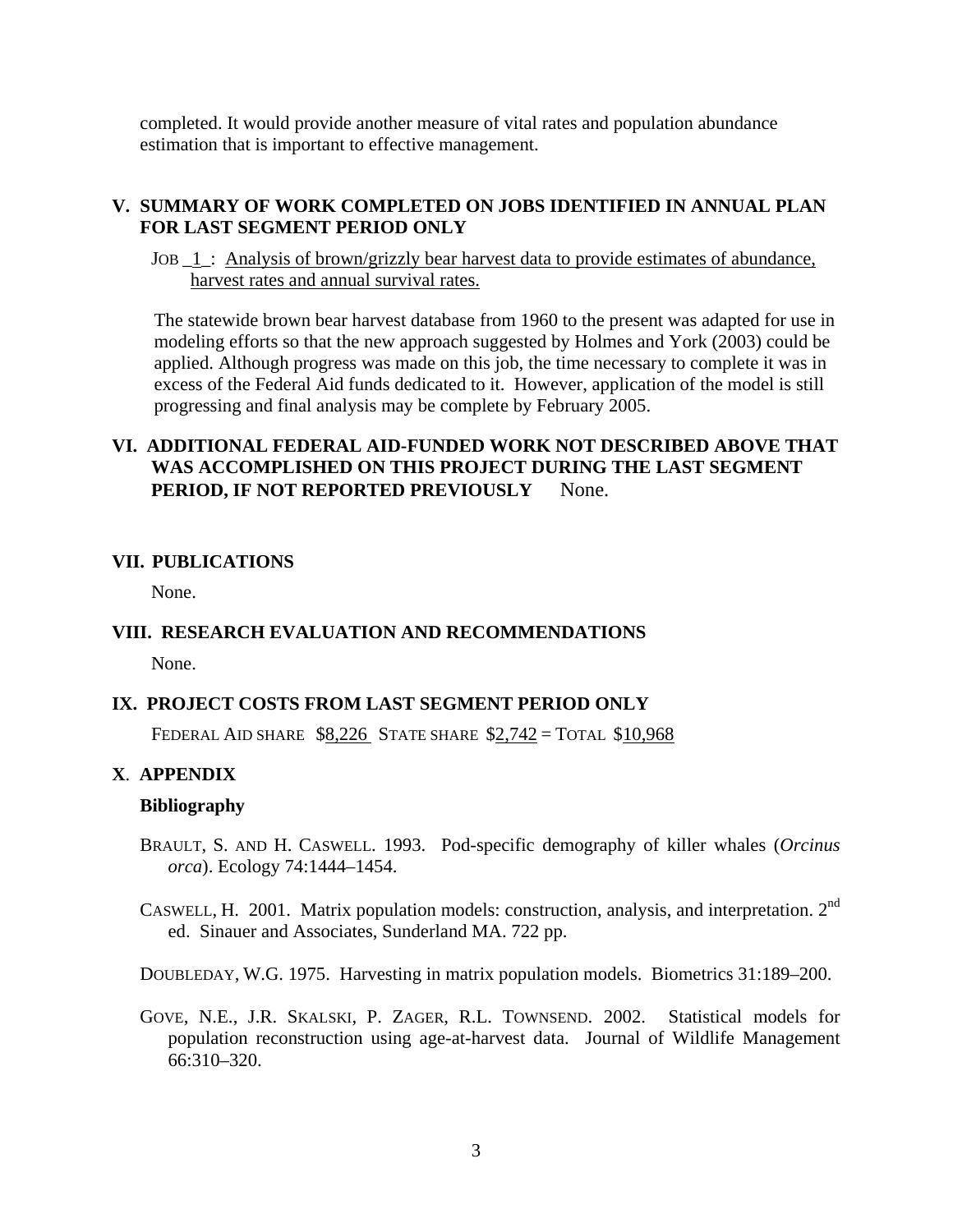completed. It would provide another measure of vital rates and population abundance estimation that is important to effective management.

## V. SUMMARY OF WORK COMPLETED ON JOBS IDENTIFIED IN ANNUAL PLAN FOR LAST SEGMENT PERIOD ONLY

JOB _1_: Analysis of brown/grizzly bear harvest data to provide estimates of abundance, harvest rates and annual survival rates.

The statewide brown bear harvest database from 1960 to the present was adapted for use in modeling efforts so that the new approach suggested by Holmes and York (2003) could be applied. Although progress was made on this job, the time necessary to complete it was in excess of the Federal Aid funds dedicated to it. However, application of the model is still progressing and final analysis may be complete by February 2005.

## VI. ADDITIONAL FEDERAL AID-FUNDED WORK NOT DESCRIBED ABOVE THAT WAS ACCOMPLISHED ON THIS PROJECT DURING THE LAST SEGMENT PERIOD, IF NOT REPORTED PREVIOUSLY

None.

## VII. PUBLICATIONS

None.

## VIII. RESEARCH EVALUATION AND RECOMMENDATIONS

None.

## IX. PROJECT COSTS FROM LAST SEGMENT PERIOD ONLY

FEDERAL AID SHARE $8,226 STATE SHARE $2,742 = TOTAL $10,968

## X. APPENDIX

### Bibliography

BRAULT, S. AND H. CASWELL. 1993. Pod-specific demography of killer whales (*Orcinus orca*). Ecology 74:1444–1454.

CASWELL, H. 2001. Matrix population models: construction, analysis, and interpretation. 2nd ed. Sinauer and Associates, Sunderland MA. 722 pp.

DOUBLEDAY, W.G. 1975. Harvesting in matrix population models. Biometrics 31:189–200.

GOVE, N.E., J.R. SKALSKI, P. ZAGER, R.L. TOWNSEND. 2002. Statistical models for population reconstruction using age-at-harvest data. Journal of Wildlife Management 66:310–320.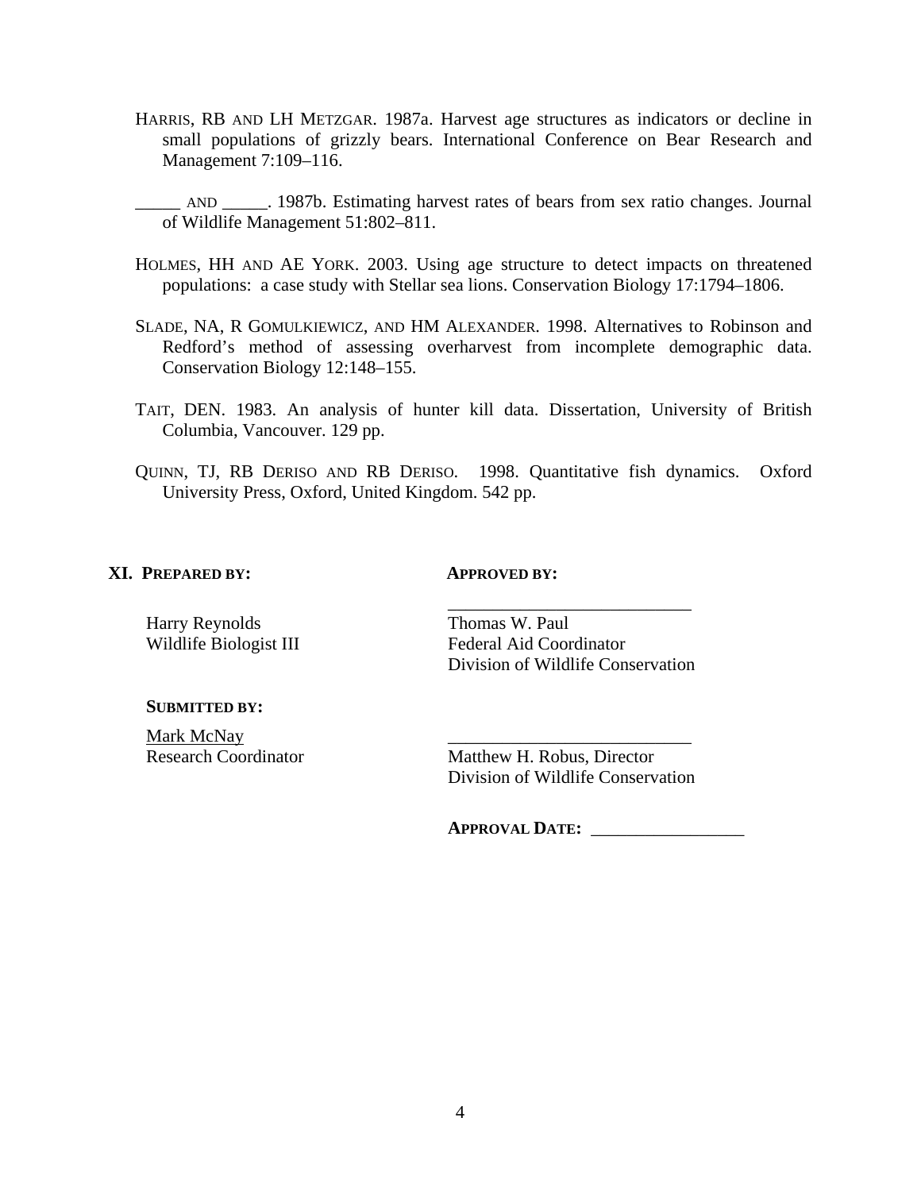HARRIS, RB AND LH METZGAR. 1987a. Harvest age structures as indicators or decline in small populations of grizzly bears. International Conference on Bear Research and Management 7:109–116.

_____ AND _____. 1987b. Estimating harvest rates of bears from sex ratio changes. Journal of Wildlife Management 51:802–811.

HOLMES, HH AND AE YORK. 2003. Using age structure to detect impacts on threatened populations: a case study with Stellar sea lions. Conservation Biology 17:1794–1806.

SLADE, NA, R GOMULKIEWICZ, AND HM ALEXANDER. 1998. Alternatives to Robinson and Redford's method of assessing overharvest from incomplete demographic data. Conservation Biology 12:148–155.

TAIT, DEN. 1983. An analysis of hunter kill data. Dissertation, University of British Columbia, Vancouver. 129 pp.

QUINN, TJ, RB DERISO AND RB DERISO. 1998. Quantitative fish dynamics. Oxford University Press, Oxford, United Kingdom. 542 pp.

**XI. PREPARED BY:**

Harry Reynolds
Wildlife Biologist III

**SUBMITTED BY:**

Mark McNay
Research Coordinator

**APPROVED BY:**

___________________________
Thomas W. Paul
Federal Aid Coordinator
Division of Wildlife Conservation

___________________________
Matthew H. Robus, Director
Division of Wildlife Conservation

**APPROVAL DATE:** _________________